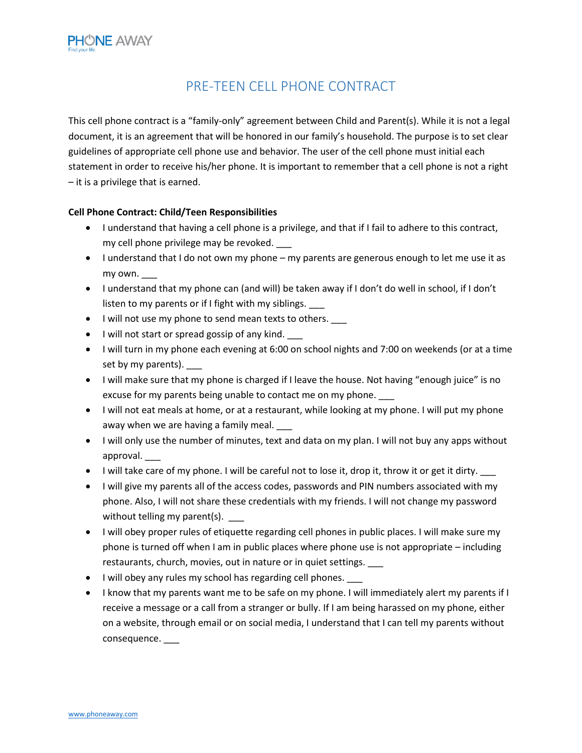PHONE AWAY
Find your life.

# PRE-TEEN CELL PHONE CONTRACT

This cell phone contract is a "family-only" agreement between Child and Parent(s). While it is not a legal document, it is an agreement that will be honored in our family's household. The purpose is to set clear guidelines of appropriate cell phone use and behavior. The user of the cell phone must initial each statement in order to receive his/her phone. It is important to remember that a cell phone is not a right – it is a privilege that is earned.

**Cell Phone Contract: Child/Teen Responsibilities**

- I understand that having a cell phone is a privilege, and that if I fail to adhere to this contract, my cell phone privilege may be revoked. ___
- I understand that I do not own my phone – my parents are generous enough to let me use it as my own. ___
- I understand that my phone can (and will) be taken away if I don't do well in school, if I don't listen to my parents or if I fight with my siblings. ___
- I will not use my phone to send mean texts to others. ___
- I will not start or spread gossip of any kind. ___
- I will turn in my phone each evening at 6:00 on school nights and 7:00 on weekends (or at a time set by my parents). ___
- I will make sure that my phone is charged if I leave the house. Not having "enough juice" is no excuse for my parents being unable to contact me on my phone. ___
- I will not eat meals at home, or at a restaurant, while looking at my phone. I will put my phone away when we are having a family meal. ___
- I will only use the number of minutes, text and data on my plan. I will not buy any apps without approval. ___
- I will take care of my phone. I will be careful not to lose it, drop it, throw it or get it dirty. ___
- I will give my parents all of the access codes, passwords and PIN numbers associated with my phone. Also, I will not share these credentials with my friends. I will not change my password without telling my parent(s). ___
- I will obey proper rules of etiquette regarding cell phones in public places. I will make sure my phone is turned off when I am in public places where phone use is not appropriate – including restaurants, church, movies, out in nature or in quiet settings. ___
- I will obey any rules my school has regarding cell phones. ___
- I know that my parents want me to be safe on my phone. I will immediately alert my parents if I receive a message or a call from a stranger or bully. If I am being harassed on my phone, either on a website, through email or on social media, I understand that I can tell my parents without consequence. ___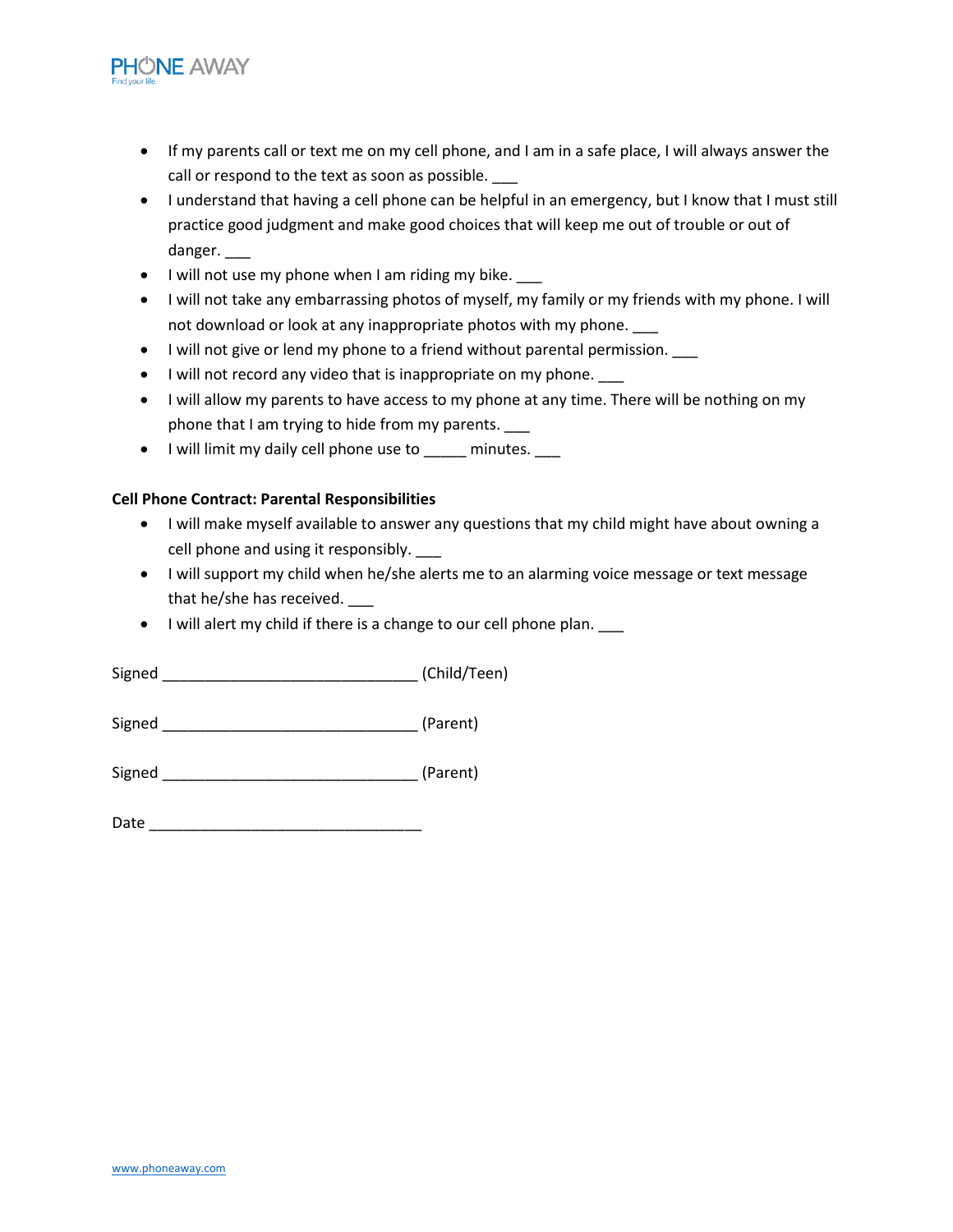- If my parents call or text me on my cell phone, and I am in a safe place, I will always answer the call or respond to the text as soon as possible. ___
- I understand that having a cell phone can be helpful in an emergency, but I know that I must still practice good judgment and make good choices that will keep me out of trouble or out of danger. ___
- I will not use my phone when I am riding my bike. ___
- I will not take any embarrassing photos of myself, my family or my friends with my phone. I will not download or look at any inappropriate photos with my phone. ___
- I will not give or lend my phone to a friend without parental permission. ___
- I will not record any video that is inappropriate on my phone. ___
- I will allow my parents to have access to my phone at any time. There will be nothing on my phone that I am trying to hide from my parents. ___
- I will limit my daily cell phone use to _____ minutes. ___

**Cell Phone Contract: Parental Responsibilities**

- I will make myself available to answer any questions that my child might have about owning a cell phone and using it responsibly. ___
- I will support my child when he/she alerts me to an alarming voice message or text message that he/she has received. ___
- I will alert my child if there is a change to our cell phone plan. ___

Signed ______________________________ (Child/Teen)

Signed ______________________________ (Parent)

Signed ______________________________ (Parent)

Date ________________________________